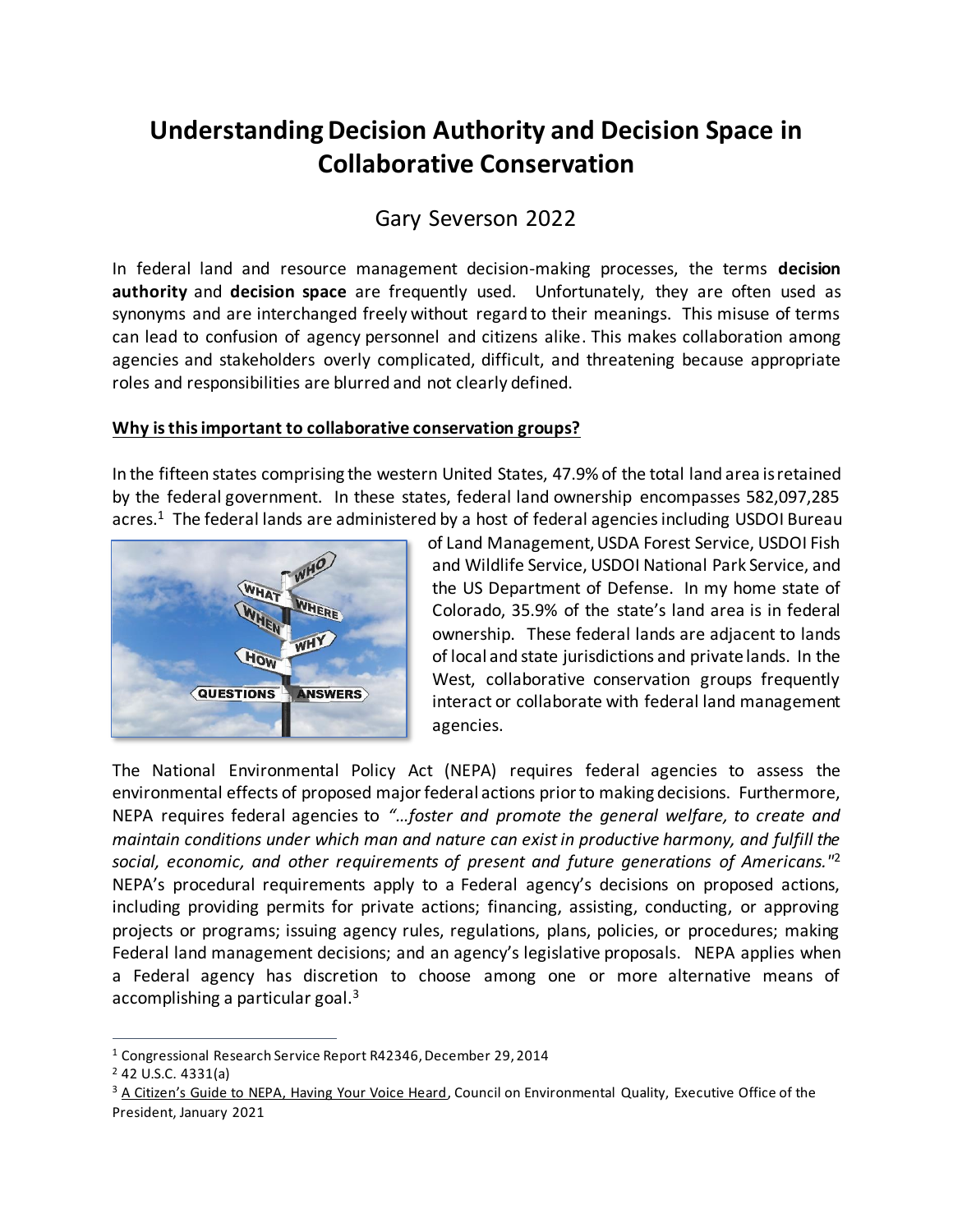# Understanding Decision Authority and Decision Space in Collaborative Conservation

Gary Severson 2022

In federal land and resource management decision-making processes, the terms **decision authority** and **decision space** are frequently used. Unfortunately, they are often used as synonyms and are interchanged freely without regard to their meanings. This misuse of terms can lead to confusion of agency personnel and citizens alike. This makes collaboration among agencies and stakeholders overly complicated, difficult, and threatening because appropriate roles and responsibilities are blurred and not clearly defined.

## Why is this important to collaborative conservation groups?

In the fifteen states comprising the western United States, 47.9% of the total land area is retained by the federal government. In these states, federal land ownership encompasses 582,097,285 acres.[1] The federal lands are administered by a host of federal agencies including USDOI Bureau of Land Management, USDA Forest Service, USDOI Fish and Wildlife Service, USDOI National Park Service, and the US Department of Defense. In my home state of Colorado, 35.9% of the state's land area is in federal ownership. These federal lands are adjacent to lands of local and state jurisdictions and private lands. In the West, collaborative conservation groups frequently interact or collaborate with federal land management agencies.

The National Environmental Policy Act (NEPA) requires federal agencies to assess the environmental effects of proposed major federal actions prior to making decisions. Furthermore, NEPA requires federal agencies to *"…foster and promote the general welfare, to create and maintain conditions under which man and nature can exist in productive harmony, and fulfill the social, economic, and other requirements of present and future generations of Americans."*[2] NEPA's procedural requirements apply to a Federal agency's decisions on proposed actions, including providing permits for private actions; financing, assisting, conducting, or approving projects or programs; issuing agency rules, regulations, plans, policies, or procedures; making Federal land management decisions; and an agency's legislative proposals. NEPA applies when a Federal agency has discretion to choose among one or more alternative means of accomplishing a particular goal.[3]

---

[1] Congressional Research Service Report R42346, December 29, 2014

[2] 42 U.S.C. 4331(a)

[3] A Citizen's Guide to NEPA, Having Your Voice Heard, Council on Environmental Quality, Executive Office of the President, January 2021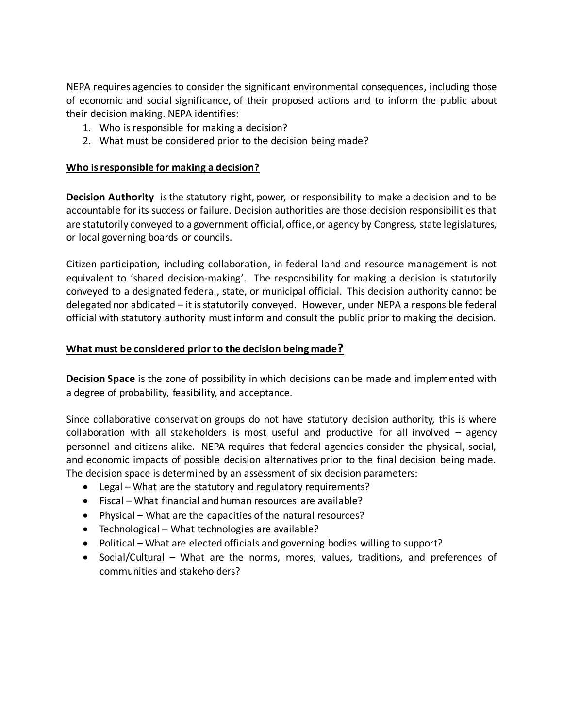NEPA requires agencies to consider the significant environmental consequences, including those of economic and social significance, of their proposed actions and to inform the public about their decision making. NEPA identifies:

1. Who is responsible for making a decision?
2. What must be considered prior to the decision being made?

## Who is responsible for making a decision?

**Decision Authority** is the statutory right, power, or responsibility to make a decision and to be accountable for its success or failure. Decision authorities are those decision responsibilities that are statutorily conveyed to a government official, office, or agency by Congress, state legislatures, or local governing boards or councils.

Citizen participation, including collaboration, in federal land and resource management is not equivalent to 'shared decision-making'. The responsibility for making a decision is statutorily conveyed to a designated federal, state, or municipal official. This decision authority cannot be delegated nor abdicated – it is statutorily conveyed. However, under NEPA a responsible federal official with statutory authority must inform and consult the public prior to making the decision.

## What must be considered prior to the decision being made?

**Decision Space** is the zone of possibility in which decisions can be made and implemented with a degree of probability, feasibility, and acceptance.

Since collaborative conservation groups do not have statutory decision authority, this is where collaboration with all stakeholders is most useful and productive for all involved – agency personnel and citizens alike. NEPA requires that federal agencies consider the physical, social, and economic impacts of possible decision alternatives prior to the final decision being made. The decision space is determined by an assessment of six decision parameters:

- Legal – What are the statutory and regulatory requirements?
- Fiscal – What financial and human resources are available?
- Physical – What are the capacities of the natural resources?
- Technological – What technologies are available?
- Political – What are elected officials and governing bodies willing to support?
- Social/Cultural – What are the norms, mores, values, traditions, and preferences of communities and stakeholders?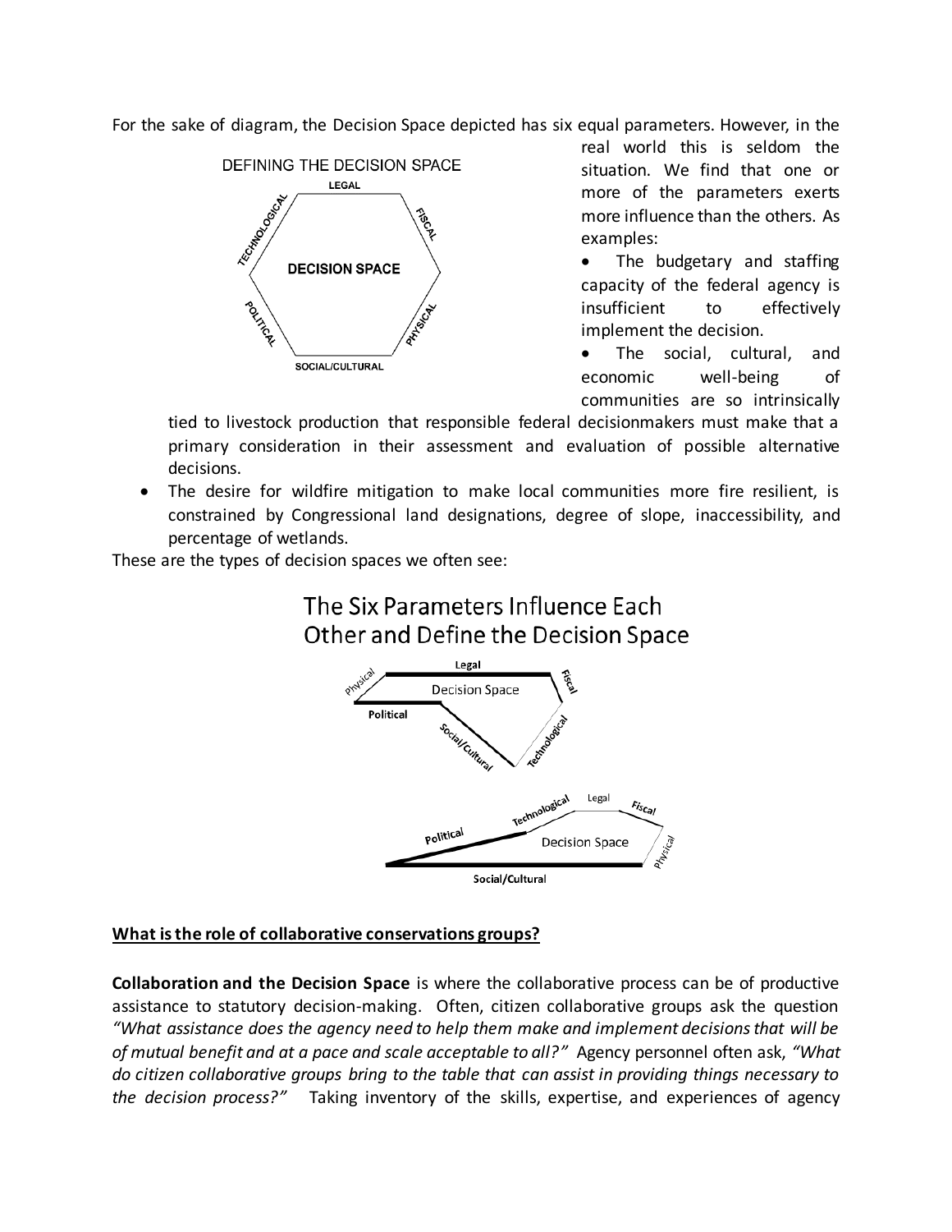For the sake of diagram, the Decision Space depicted has six equal parameters. However, in the real world this is seldom the situation. We find that one or more of the parameters exerts more influence than the others. As examples:

DEFINING THE DECISION SPACE

LEGAL

TECHNOLOGICAL

FISCAL

DECISION SPACE

POLITICAL

PHYSICAL

SOCIAL/CULTURAL

- The budgetary and staffing capacity of the federal agency is insufficient to effectively implement the decision.
- The social, cultural, and economic well-being of communities are so intrinsically tied to livestock production that responsible federal decisionmakers must make that a primary consideration in their assessment and evaluation of possible alternative decisions.
- The desire for wildfire mitigation to make local communities more fire resilient, is constrained by Congressional land designations, degree of slope, inaccessibility, and percentage of wetlands.

These are the types of decision spaces we often see:

The Six Parameters Influence Each Other and Define the Decision Space

Legal

Physical

Fiscal

Decision Space

Political

Social/Cultural

Technological

Technological

Legal

Fiscal

Political

Decision Space

Physical

Social/Cultural

**What is the role of collaborative conservations groups?**

**Collaboration and the Decision Space** is where the collaborative process can be of productive assistance to statutory decision-making. Often, citizen collaborative groups ask the question *"What assistance does the agency need to help them make and implement decisions that will be of mutual benefit and at a pace and scale acceptable to all?"* Agency personnel often ask, *"What do citizen collaborative groups bring to the table that can assist in providing things necessary to the decision process?"* Taking inventory of the skills, expertise, and experiences of agency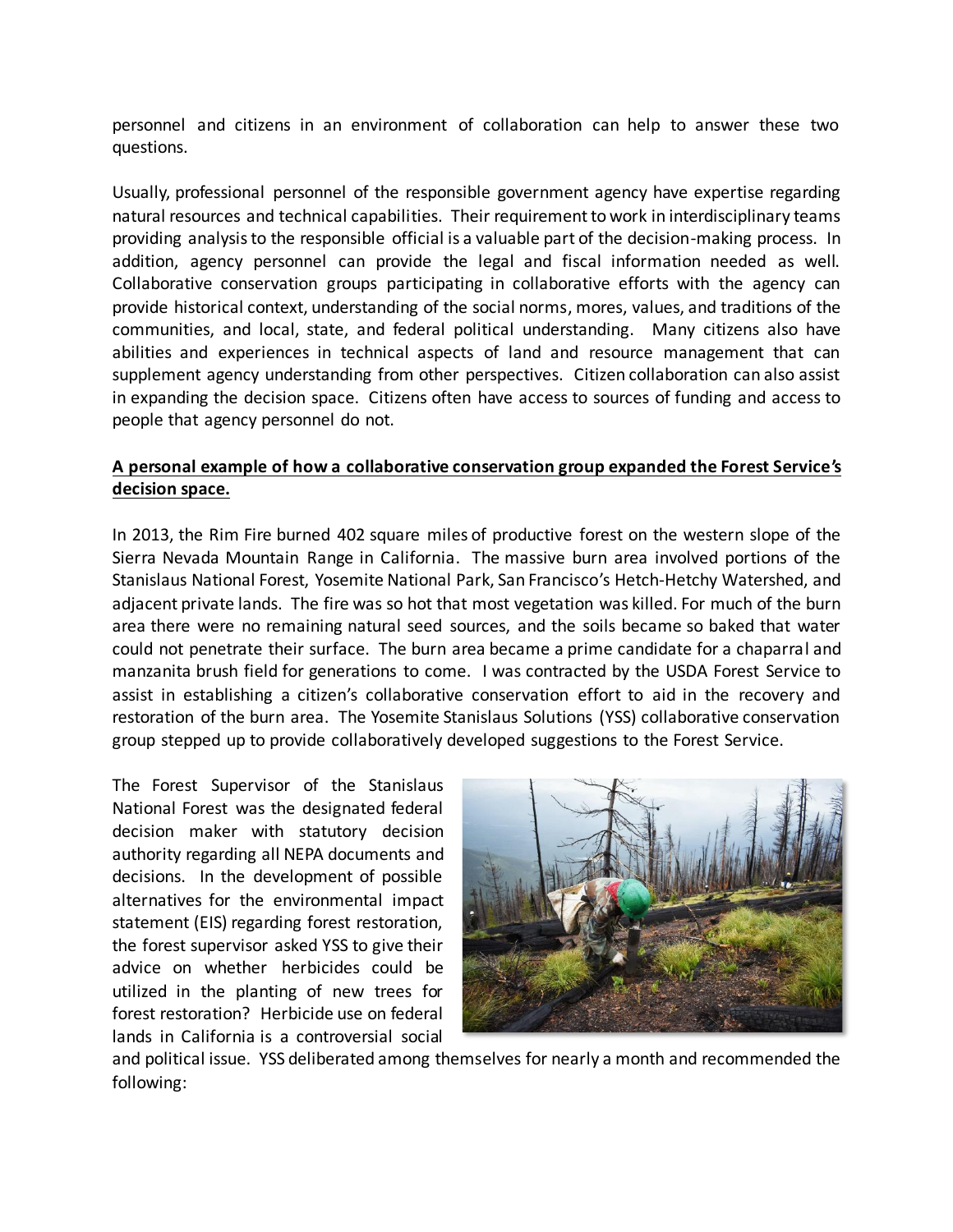personnel and citizens in an environment of collaboration can help to answer these two questions.

Usually, professional personnel of the responsible government agency have expertise regarding natural resources and technical capabilities. Their requirement to work in interdisciplinary teams providing analysis to the responsible official is a valuable part of the decision-making process. In addition, agency personnel can provide the legal and fiscal information needed as well. Collaborative conservation groups participating in collaborative efforts with the agency can provide historical context, understanding of the social norms, mores, values, and traditions of the communities, and local, state, and federal political understanding. Many citizens also have abilities and experiences in technical aspects of land and resource management that can supplement agency understanding from other perspectives. Citizen collaboration can also assist in expanding the decision space. Citizens often have access to sources of funding and access to people that agency personnel do not.

**A personal example of how a collaborative conservation group expanded the Forest Service's decision space.**

In 2013, the Rim Fire burned 402 square miles of productive forest on the western slope of the Sierra Nevada Mountain Range in California. The massive burn area involved portions of the Stanislaus National Forest, Yosemite National Park, San Francisco's Hetch-Hetchy Watershed, and adjacent private lands. The fire was so hot that most vegetation was killed. For much of the burn area there were no remaining natural seed sources, and the soils became so baked that water could not penetrate their surface. The burn area became a prime candidate for a chaparral and manzanita brush field for generations to come. I was contracted by the USDA Forest Service to assist in establishing a citizen's collaborative conservation effort to aid in the recovery and restoration of the burn area. The Yosemite Stanislaus Solutions (YSS) collaborative conservation group stepped up to provide collaboratively developed suggestions to the Forest Service.

The Forest Supervisor of the Stanislaus National Forest was the designated federal decision maker with statutory decision authority regarding all NEPA documents and decisions. In the development of possible alternatives for the environmental impact statement (EIS) regarding forest restoration, the forest supervisor asked YSS to give their advice on whether herbicides could be utilized in the planting of new trees for forest restoration? Herbicide use on federal lands in California is a controversial social and political issue. YSS deliberated among themselves for nearly a month and recommended the following: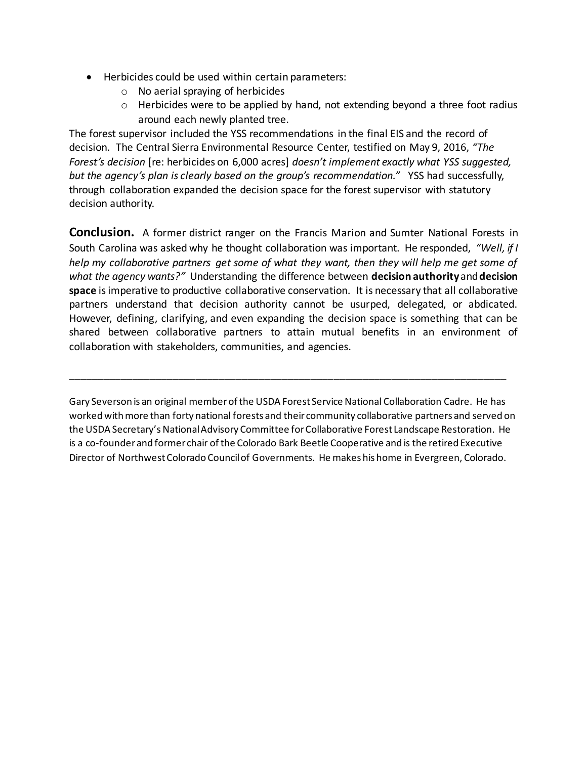- Herbicides could be used within certain parameters:
  - No aerial spraying of herbicides
  - Herbicides were to be applied by hand, not extending beyond a three foot radius around each newly planted tree.

The forest supervisor included the YSS recommendations in the final EIS and the record of decision. The Central Sierra Environmental Resource Center, testified on May 9, 2016, *"The Forest's decision* [re: herbicides on 6,000 acres] *doesn't implement exactly what YSS suggested, but the agency's plan is clearly based on the group's recommendation."* YSS had successfully, through collaboration expanded the decision space for the forest supervisor with statutory decision authority.

**Conclusion.** A former district ranger on the Francis Marion and Sumter National Forests in South Carolina was asked why he thought collaboration was important. He responded, *"Well, if I help my collaborative partners get some of what they want, then they will help me get some of what the agency wants?"* Understanding the difference between **decision authority** and **decision space** is imperative to productive collaborative conservation. It is necessary that all collaborative partners understand that decision authority cannot be usurped, delegated, or abdicated. However, defining, clarifying, and even expanding the decision space is something that can be shared between collaborative partners to attain mutual benefits in an environment of collaboration with stakeholders, communities, and agencies.

---

Gary Severson is an original member of the USDA Forest Service National Collaboration Cadre. He has worked with more than forty national forests and their community collaborative partners and served on the USDA Secretary's National Advisory Committee for Collaborative Forest Landscape Restoration. He is a co-founder and former chair of the Colorado Bark Beetle Cooperative and is the retired Executive Director of Northwest Colorado Council of Governments. He makes his home in Evergreen, Colorado.